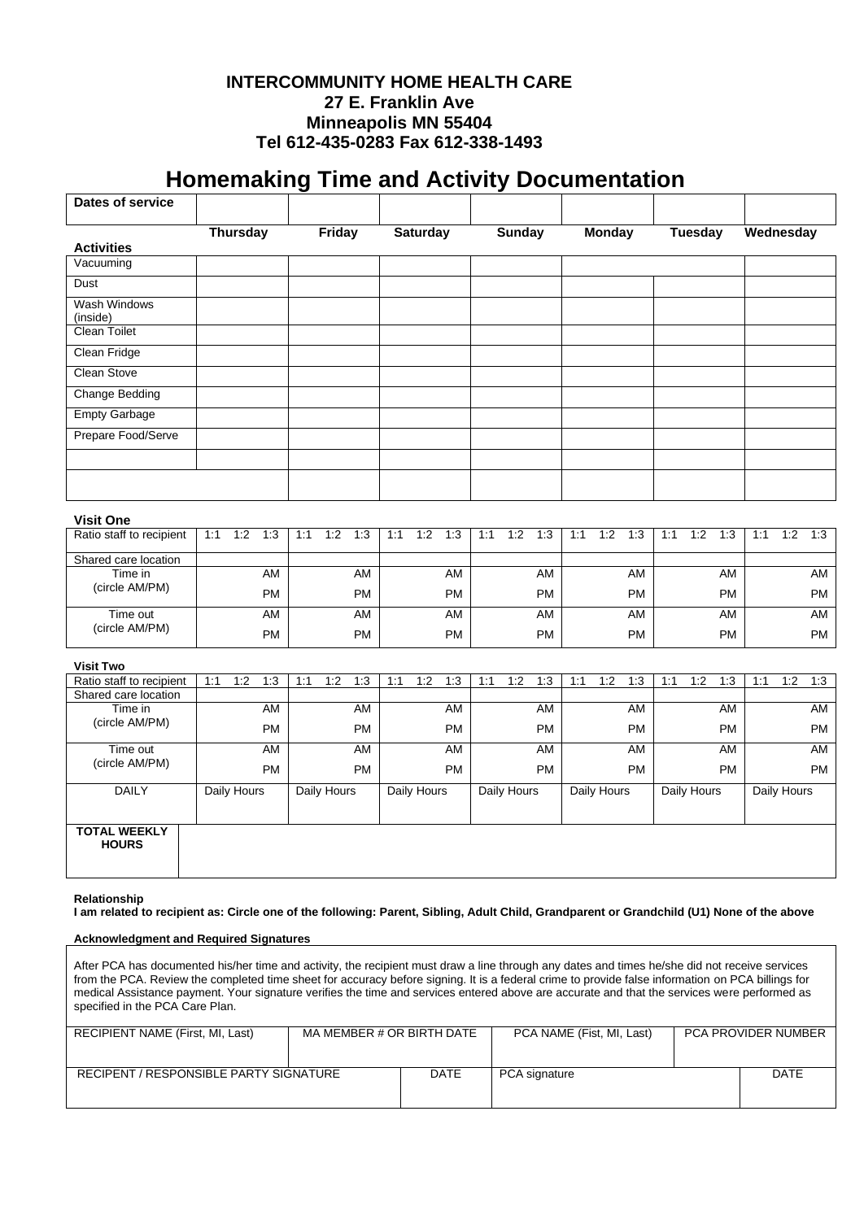**INTERCOMMUNITY HOME HEALTH CARE**
**27 E. Franklin Ave**
**Minneapolis MN 55404**
**Tel 612-435-0283 Fax 612-338-1493**

# Homemaking Time and Activity Documentation

| **Dates of service** | | | | | | | |
|---|---|---|---|---|---|---|---|
| **Activities** | **Thursday** | **Friday** | **Saturday** | **Sunday** | **Monday** | **Tuesday** | **Wednesday** |
| Vacuuming | | | | | | | |
| Dust | | | | | | | |
| Wash Windows (inside) | | | | | | | |
| Clean Toilet | | | | | | | |
| Clean Fridge | | | | | | | |
| Clean Stove | | | | | | | |
| Change Bedding | | | | | | | |
| Empty Garbage | | | | | | | |
| Prepare Food/Serve | | | | | | | |
| | | | | | | | |
| | | | | | | | |

**Visit One**

| Ratio staff to recipient | 1:1 1:2 1:3 | 1:1 1:2 1:3 | 1:1 1:2 1:3 | 1:1 1:2 1:3 | 1:1 1:2 1:3 | 1:1 1:2 1:3 | 1:1 1:2 1:3 |
|---|---|---|---|---|---|---|---|
| Shared care location | | | | | | | |
| Time in (circle AM/PM) | AM PM | AM PM | AM PM | AM PM | AM PM | AM PM | AM PM |
| Time out (circle AM/PM) | AM PM | AM PM | AM PM | AM PM | AM PM | AM PM | AM PM |

**Visit Two**

| Ratio staff to recipient | 1:1 1:2 1:3 | 1:1 1:2 1:3 | 1:1 1:2 1:3 | 1:1 1:2 1:3 | 1:1 1:2 1:3 | 1:1 1:2 1:3 | 1:1 1:2 1:3 |
|---|---|---|---|---|---|---|---|
| Shared care location | | | | | | | |
| Time in (circle AM/PM) | AM PM | AM PM | AM PM | AM PM | AM PM | AM PM | AM PM |
| Time out (circle AM/PM) | AM PM | AM PM | AM PM | AM PM | AM PM | AM PM | AM PM |
| DAILY | Daily Hours | Daily Hours | Daily Hours | Daily Hours | Daily Hours | Daily Hours | Daily Hours |

| **TOTAL WEEKLY HOURS** | |
|---|---|

**Relationship**
**I am related to recipient as: Circle one of the following: Parent, Sibling, Adult Child, Grandparent or Grandchild (U1) None of the above**

**Acknowledgment and Required Signatures**

After PCA has documented his/her time and activity, the recipient must draw a line through any dates and times he/she did not receive services from the PCA. Review the completed time sheet for accuracy before signing. It is a federal crime to provide false information on PCA billings for medical Assistance payment. Your signature verifies the time and services entered above are accurate and that the services were performed as specified in the PCA Care Plan.

| RECIPIENT NAME (First, MI, Last) | MA MEMBER # OR BIRTH DATE | PCA NAME (Fist, MI, Last) | PCA PROVIDER NUMBER |
|---|---|---|---|
| | | | |

| RECIPENT / RESPONSIBLE PARTY SIGNATURE | DATE | PCA signature | DATE |
|---|---|---|---|
| | | | |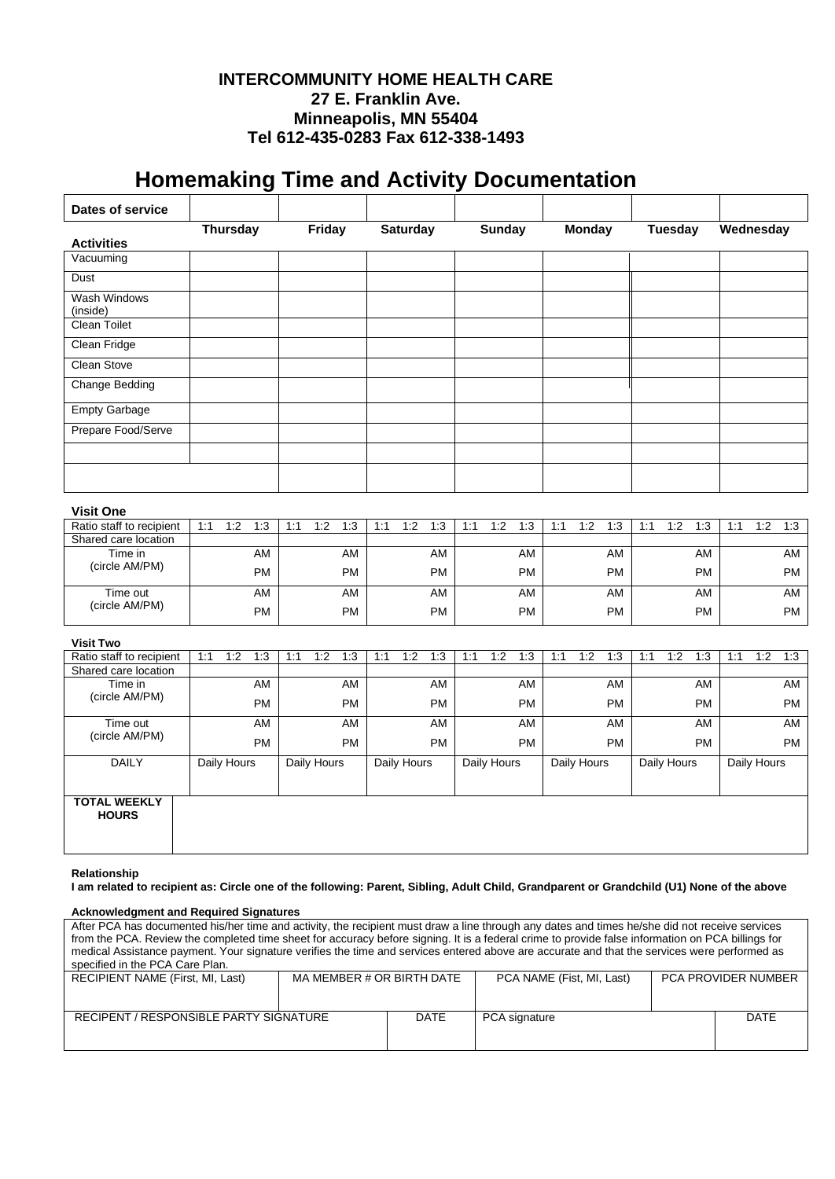**INTERCOMMUNITY HOME HEALTH CARE**
**27 E. Franklin Ave.**
**Minneapolis, MN 55404**
**Tel 612-435-0283 Fax 612-338-1493**

# Homemaking Time and Activity Documentation

| **Dates of service** | | | | | | | |
|---|---|---|---|---|---|---|---|
| **Activities** | **Thursday** | **Friday** | **Saturday** | **Sunday** | **Monday** | **Tuesday** | **Wednesday** |
| Vacuuming | | | | | | | |
| Dust | | | | | | | |
| Wash Windows (inside) | | | | | | | |
| Clean Toilet | | | | | | | |
| Clean Fridge | | | | | | | |
| Clean Stove | | | | | | | |
| Change Bedding | | | | | | | |
| Empty Garbage | | | | | | | |
| Prepare Food/Serve | | | | | | | |
| | | | | | | | |
| | | | | | | | |

**Visit One**

| | | | | | | | |
|---|---|---|---|---|---|---|---|
| Ratio staff to recipient | 1:1 1:2 1:3 | 1:1 1:2 1:3 | 1:1 1:2 1:3 | 1:1 1:2 1:3 | 1:1 1:2 1:3 | 1:1 1:2 1:3 | 1:1 1:2 1:3 |
| Shared care location | | | | | | | |
| Time in (circle AM/PM) | AM PM | AM PM | AM PM | AM PM | AM PM | AM PM | AM PM |
| Time out (circle AM/PM) | AM PM | AM PM | AM PM | AM PM | AM PM | AM PM | AM PM |

**Visit Two**

| | | | | | | | |
|---|---|---|---|---|---|---|---|
| Ratio staff to recipient | 1:1 1:2 1:3 | 1:1 1:2 1:3 | 1:1 1:2 1:3 | 1:1 1:2 1:3 | 1:1 1:2 1:3 | 1:1 1:2 1:3 | 1:1 1:2 1:3 |
| Shared care location | | | | | | | |
| Time in (circle AM/PM) | AM PM | AM PM | AM PM | AM PM | AM PM | AM PM | AM PM |
| Time out (circle AM/PM) | AM PM | AM PM | AM PM | AM PM | AM PM | AM PM | AM PM |
| DAILY | Daily Hours | Daily Hours | Daily Hours | Daily Hours | Daily Hours | Daily Hours | Daily Hours |

| | |
|---|---|
| **TOTAL WEEKLY HOURS** | |

**Relationship**

**I am related to recipient as: Circle one of the following: Parent, Sibling, Adult Child, Grandparent or Grandchild (U1) None of the above**

**Acknowledgment and Required Signatures**

After PCA has documented his/her time and activity, the recipient must draw a line through any dates and times he/she did not receive services from the PCA. Review the completed time sheet for accuracy before signing. It is a federal crime to provide false information on PCA billings for medical Assistance payment. Your signature verifies the time and services entered above are accurate and that the services were performed as specified in the PCA Care Plan.

| RECIPIENT NAME (First, MI, Last) | MA MEMBER # OR BIRTH DATE | PCA NAME (Fist, MI, Last) | PCA PROVIDER NUMBER |
|---|---|---|---|
| | | | |

| RECIPENT / RESPONSIBLE PARTY SIGNATURE | DATE | PCA signature | DATE |
|---|---|---|---|
| | | | |